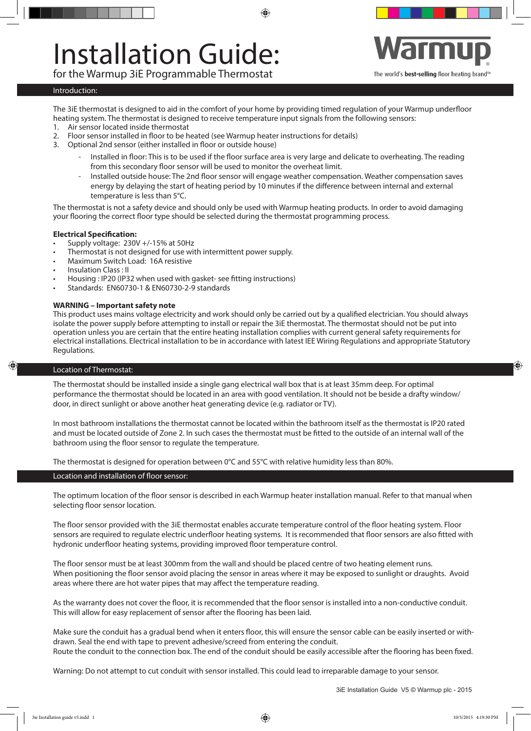# Installation Guide:

for the Warmup 3iE Programmable Thermostat

Warmup

The world's **best-selling** floor heating brand™

## Introduction:

The 3iE thermostat is designed to aid in the comfort of your home by providing timed regulation of your Warmup underfloor heating system. The thermostat is designed to receive temperature input signals from the following sensors:

1. Air sensor located inside thermostat
2. Floor sensor installed in floor to be heated (see Warmup heater instructions for details)
3. Optional 2nd sensor (either installed in floor or outside house)
   - Installed in floor: This is to be used if the floor surface area is very large and delicate to overheating. The reading from this secondary floor sensor will be used to monitor the overheat limit.
   - Installed outside house: The 2nd floor sensor will engage weather compensation. Weather compensation saves energy by delaying the start of heating period by 10 minutes if the difference between internal and external temperature is less than 5°C.

The thermostat is not a safety device and should only be used with Warmup heating products. In order to avoid damaging your flooring the correct floor type should be selected during the thermostat programming process.

**Electrical Specification:**

- Supply voltage: 230V +/-15% at 50Hz
- Thermostat is not designed for use with intermittent power supply.
- Maximum Switch Load: 16A resistive
- Insulation Class : II
- Housing : IP20 (IP32 when used with gasket- see fitting instructions)
- Standards: EN60730-1 & EN60730-2-9 standards

**WARNING – Important safety note**

This product uses mains voltage electricity and work should only be carried out by a qualified electrician. You should always isolate the power supply before attempting to install or repair the 3iE thermostat. The thermostat should not be put into operation unless you are certain that the entire heating installation complies with current general safety requirements for electrical installations. Electrical installation to be in accordance with latest IEE Wiring Regulations and appropriate Statutory Regulations.

## Location of Thermostat:

The thermostat should be installed inside a single gang electrical wall box that is at least 35mm deep. For optimal performance the thermostat should be located in an area with good ventilation. It should not be beside a drafty window/door, in direct sunlight or above another heat generating device (e.g. radiator or TV).

In most bathroom installations the thermostat cannot be located within the bathroom itself as the thermostat is IP20 rated and must be located outside of Zone 2. In such cases the thermostat must be fitted to the outside of an internal wall of the bathroom using the floor sensor to regulate the temperature.

The thermostat is designed for operation between 0°C and 55°C with relative humidity less than 80%.

## Location and installation of floor sensor:

The optimum location of the floor sensor is described in each Warmup heater installation manual. Refer to that manual when selecting floor sensor location.

The floor sensor provided with the 3iE thermostat enables accurate temperature control of the floor heating system. Floor sensors are required to regulate electric underfloor heating systems. It is recommended that floor sensors are also fitted with hydronic underfloor heating systems, providing improved floor temperature control.

The floor sensor must be at least 300mm from the wall and should be placed centre of two heating element runs.
When positioning the floor sensor avoid placing the sensor in areas where it may be exposed to sunlight or draughts. Avoid areas where there are hot water pipes that may affect the temperature reading.

As the warranty does not cover the floor, it is recommended that the floor sensor is installed into a non-conductive conduit. This will allow for easy replacement of sensor after the flooring has been laid.

Make sure the conduit has a gradual bend when it enters floor, this will ensure the sensor cable can be easily inserted or withdrawn. Seal the end with tape to prevent adhesive/screed from entering the conduit.
Route the conduit to the connection box. The end of the conduit should be easily accessible after the flooring has been fixed.

Warning: Do not attempt to cut conduit with sensor installed. This could lead to irreparable damage to your sensor.

3iE Installation Guide V5 © Warmup plc - 2015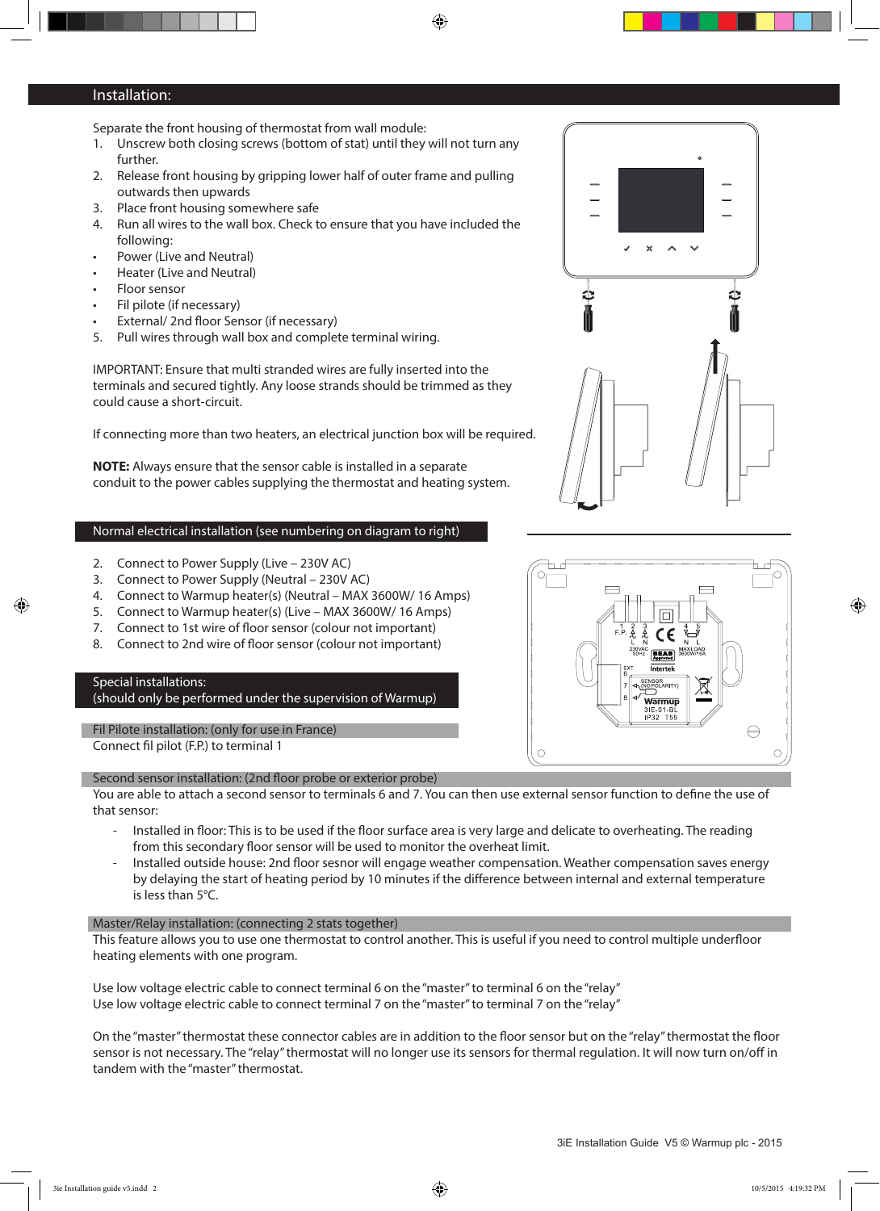## Installation:

Separate the front housing of thermostat from wall module:

1. Unscrew both closing screws (bottom of stat) until they will not turn any further.
2. Release front housing by gripping lower half of outer frame and pulling outwards then upwards
3. Place front housing somewhere safe
4. Run all wires to the wall box. Check to ensure that you have included the following:
   - Power (Live and Neutral)
   - Heater (Live and Neutral)
   - Floor sensor
   - Fil pilote (if necessary)
   - External/ 2nd floor Sensor (if necessary)
5. Pull wires through wall box and complete terminal wiring.

IMPORTANT: Ensure that multi stranded wires are fully inserted into the terminals and secured tightly. Any loose strands should be trimmed as they could cause a short-circuit.

If connecting more than two heaters, an electrical junction box will be required.

**NOTE:** Always ensure that the sensor cable is installed in a separate conduit to the power cables supplying the thermostat and heating system.

### Normal electrical installation (see numbering on diagram to right)

2. Connect to Power Supply (Live – 230V AC)
3. Connect to Power Supply (Neutral – 230V AC)
4. Connect to Warmup heater(s) (Neutral – MAX 3600W/ 16 Amps)
5. Connect to Warmup heater(s) (Live – MAX 3600W/ 16 Amps)
7. Connect to 1st wire of floor sensor (colour not important)
8. Connect to 2nd wire of floor sensor (colour not important)

### Special installations:
(should only be performed under the supervision of Warmup)

#### Fil Pilote installation: (only for use in France)

Connect fil pilot (F.P.) to terminal 1

#### Second sensor installation: (2nd floor probe or exterior probe)

You are able to attach a second sensor to terminals 6 and 7. You can then use external sensor function to define the use of that sensor:

- Installed in floor: This is to be used if the floor surface area is very large and delicate to overheating. The reading from this secondary floor sensor will be used to monitor the overheat limit.
- Installed outside house: 2nd floor sesnor will engage weather compensation. Weather compensation saves energy by delaying the start of heating period by 10 minutes if the difference between internal and external temperature is less than 5°C.

#### Master/Relay installation: (connecting 2 stats together)

This feature allows you to use one thermostat to control another. This is useful if you need to control multiple underfloor heating elements with one program.

Use low voltage electric cable to connect terminal 6 on the "master" to terminal 6 on the "relay"
Use low voltage electric cable to connect terminal 7 on the "master" to terminal 7 on the "relay"

On the "master" thermostat these connector cables are in addition to the floor sensor but on the "relay" thermostat the floor sensor is not necessary. The "relay" thermostat will no longer use its sensors for thermal regulation. It will now turn on/off in tandem with the "master" thermostat.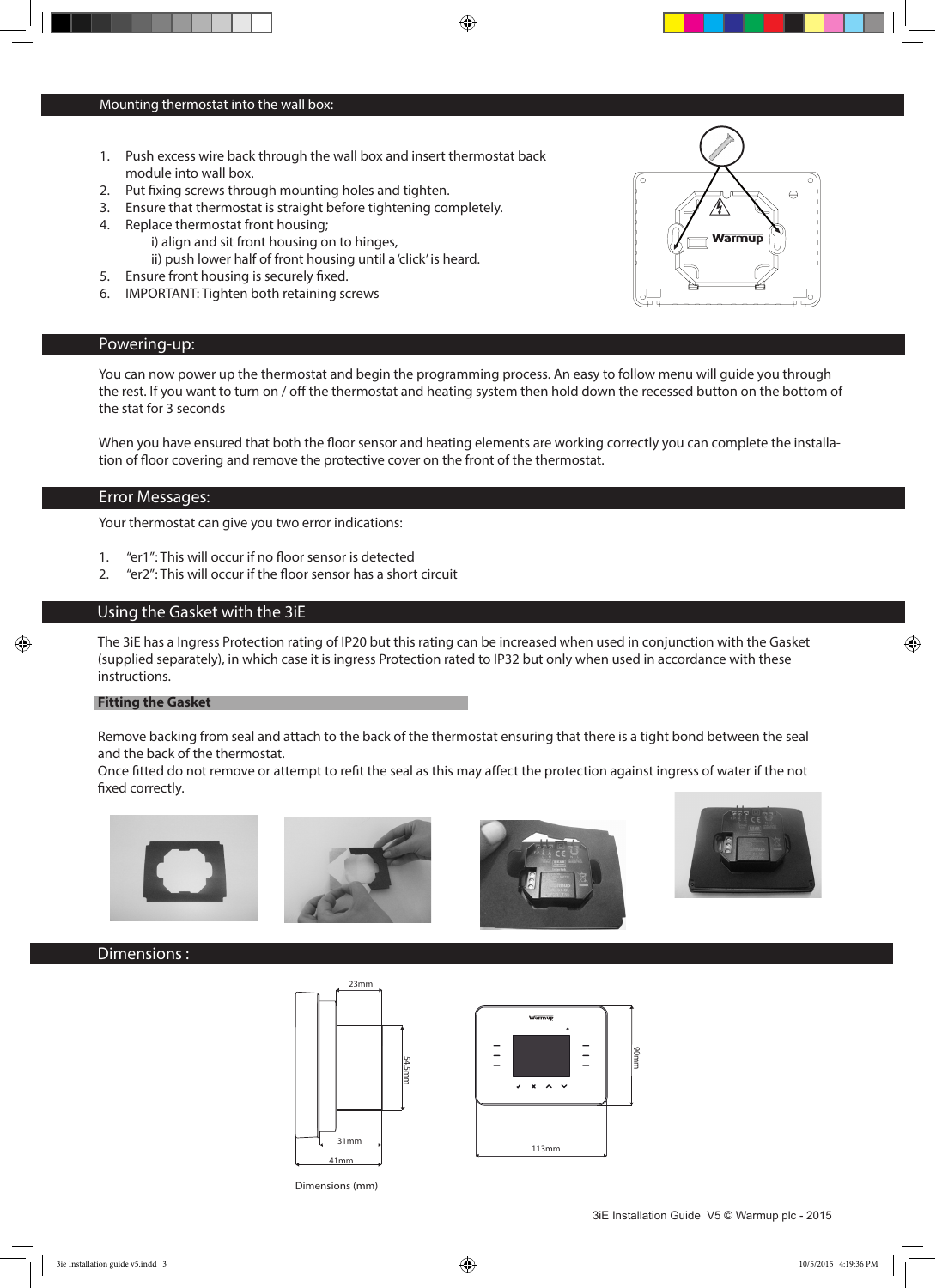## Mounting thermostat into the wall box:

1. Push excess wire back through the wall box and insert thermostat back module into wall box.
2. Put fixing screws through mounting holes and tighten.
3. Ensure that thermostat is straight before tightening completely.
4. Replace thermostat front housing;
   - i) align and sit front housing on to hinges,
   - ii) push lower half of front housing until a 'click' is heard.
5. Ensure front housing is securely fixed.
6. IMPORTANT: Tighten both retaining screws

## Powering-up:

You can now power up the thermostat and begin the programming process. An easy to follow menu will guide you through the rest. If you want to turn on / off the thermostat and heating system then hold down the recessed button on the bottom of the stat for 3 seconds

When you have ensured that both the floor sensor and heating elements are working correctly you can complete the installation of floor covering and remove the protective cover on the front of the thermostat.

## Error Messages:

Your thermostat can give you two error indications:

1. "er1": This will occur if no floor sensor is detected
2. "er2": This will occur if the floor sensor has a short circuit

## Using the Gasket with the 3iE

The 3iE has a Ingress Protection rating of IP20 but this rating can be increased when used in conjunction with the Gasket (supplied separately), in which case it is ingress Protection rated to IP32 but only when used in accordance with these instructions.

### Fitting the Gasket

Remove backing from seal and attach to the back of the thermostat ensuring that there is a tight bond between the seal and the back of the thermostat.
Once fitted do not remove or attempt to refit the seal as this may affect the protection against ingress of water if the not fixed correctly.

## Dimensions :

23mm
54.5mm
31mm
41mm
90mm
113mm

Dimensions (mm)

3iE Installation Guide V5 © Warmup plc - 2015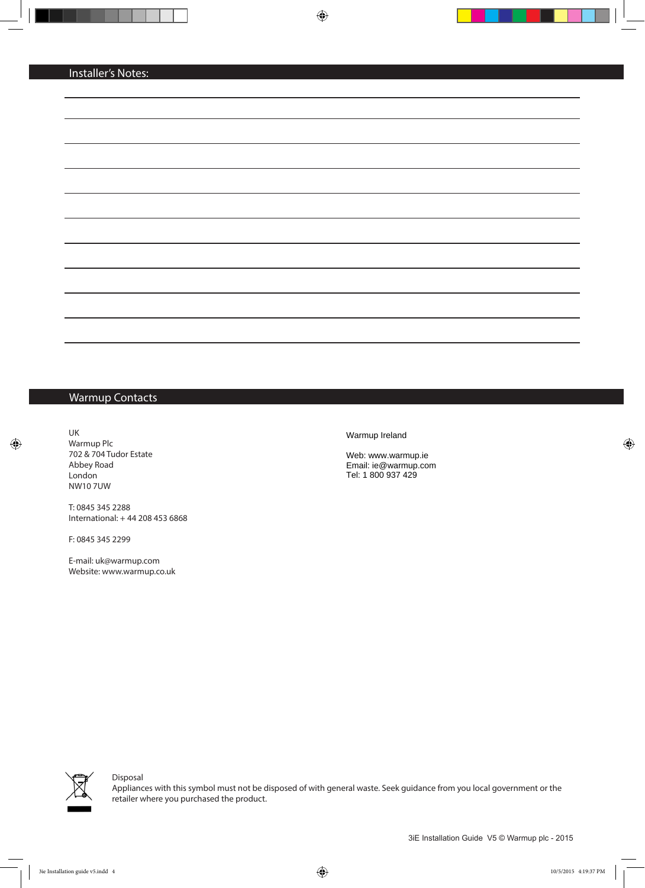## Installer's Notes:

## Warmup Contacts

UK
Warmup Plc
702 & 704 Tudor Estate
Abbey Road
London
NW10 7UW

T: 0845 345 2288
International: + 44 208 453 6868

F: 0845 345 2299

E-mail: uk@warmup.com
Website: www.warmup.co.uk

Warmup Ireland

Web: www.warmup.ie
Email: ie@warmup.com
Tel: 1 800 937 429

Disposal
Appliances with this symbol must not be disposed of with general waste. Seek guidance from you local government or the retailer where you purchased the product.

3iE Installation Guide V5 © Warmup plc - 2015